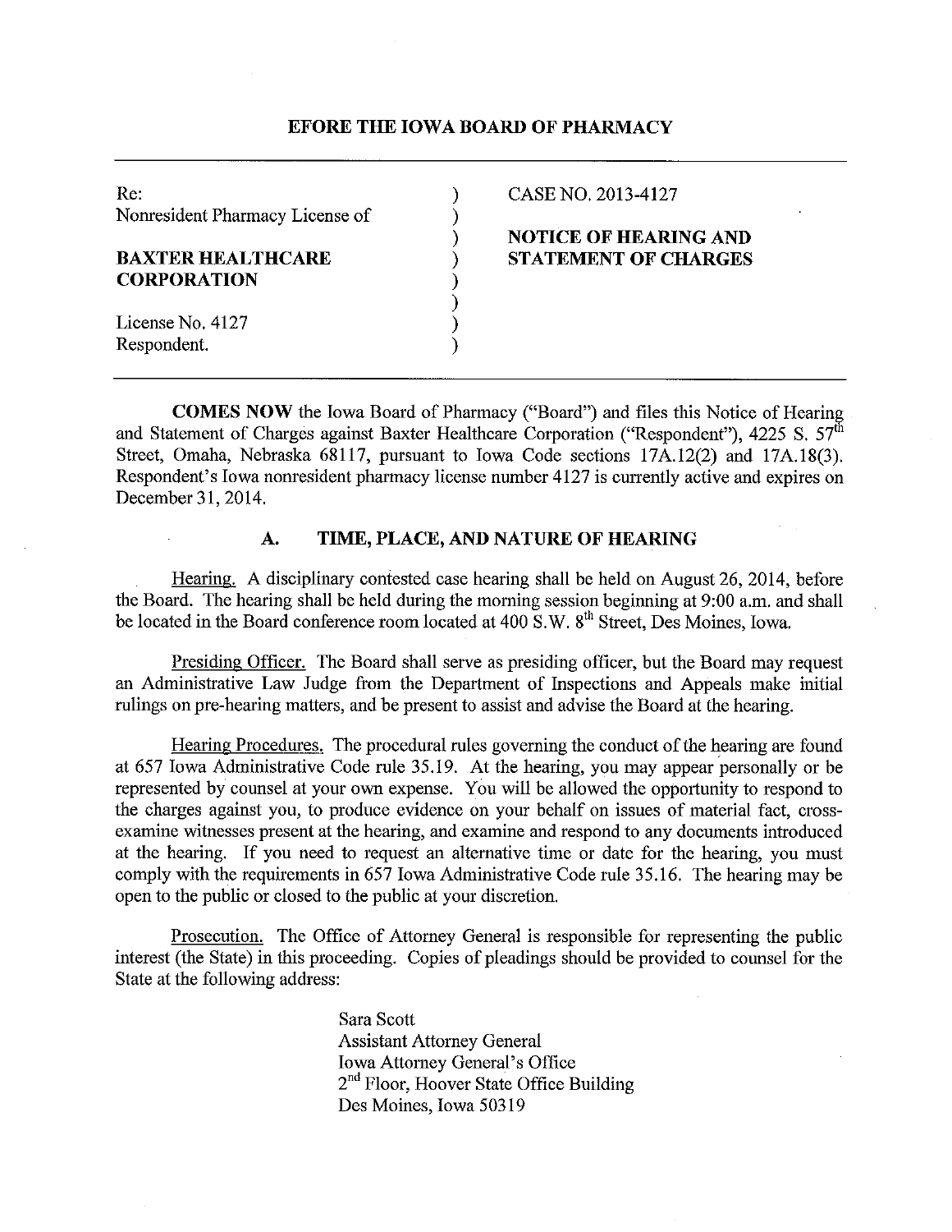**EFORE THE IOWA BOARD OF PHARMACY**

| | | |
|---|---|---|
| Re: | ) | CASE NO. 2013-4127 |
| Nonresident Pharmacy License of | ) | |
| | ) | **NOTICE OF HEARING AND** |
| **BAXTER HEALTHCARE** | ) | **STATEMENT OF CHARGES** |
| **CORPORATION** | ) | |
| | ) | |
| License No. 4127 | ) | |
| Respondent. | ) | |

**COMES NOW** the Iowa Board of Pharmacy ("Board") and files this Notice of Hearing and Statement of Charges against Baxter Healthcare Corporation ("Respondent"), 4225 S. 57th Street, Omaha, Nebraska 68117, pursuant to Iowa Code sections 17A.12(2) and 17A.18(3). Respondent's Iowa nonresident pharmacy license number 4127 is currently active and expires on December 31, 2014.

## A. TIME, PLACE, AND NATURE OF HEARING

Hearing. A disciplinary contested case hearing shall be held on August 26, 2014, before the Board. The hearing shall be held during the morning session beginning at 9:00 a.m. and shall be located in the Board conference room located at 400 S.W. 8th Street, Des Moines, Iowa.

Presiding Officer. The Board shall serve as presiding officer, but the Board may request an Administrative Law Judge from the Department of Inspections and Appeals make initial rulings on pre-hearing matters, and be present to assist and advise the Board at the hearing.

Hearing Procedures. The procedural rules governing the conduct of the hearing are found at 657 Iowa Administrative Code rule 35.19. At the hearing, you may appear personally or be represented by counsel at your own expense. You will be allowed the opportunity to respond to the charges against you, to produce evidence on your behalf on issues of material fact, cross-examine witnesses present at the hearing, and examine and respond to any documents introduced at the hearing. If you need to request an alternative time or date for the hearing, you must comply with the requirements in 657 Iowa Administrative Code rule 35.16. The hearing may be open to the public or closed to the public at your discretion.

Prosecution. The Office of Attorney General is responsible for representing the public interest (the State) in this proceeding. Copies of pleadings should be provided to counsel for the State at the following address:

Sara Scott
Assistant Attorney General
Iowa Attorney General's Office
2nd Floor, Hoover State Office Building
Des Moines, Iowa 50319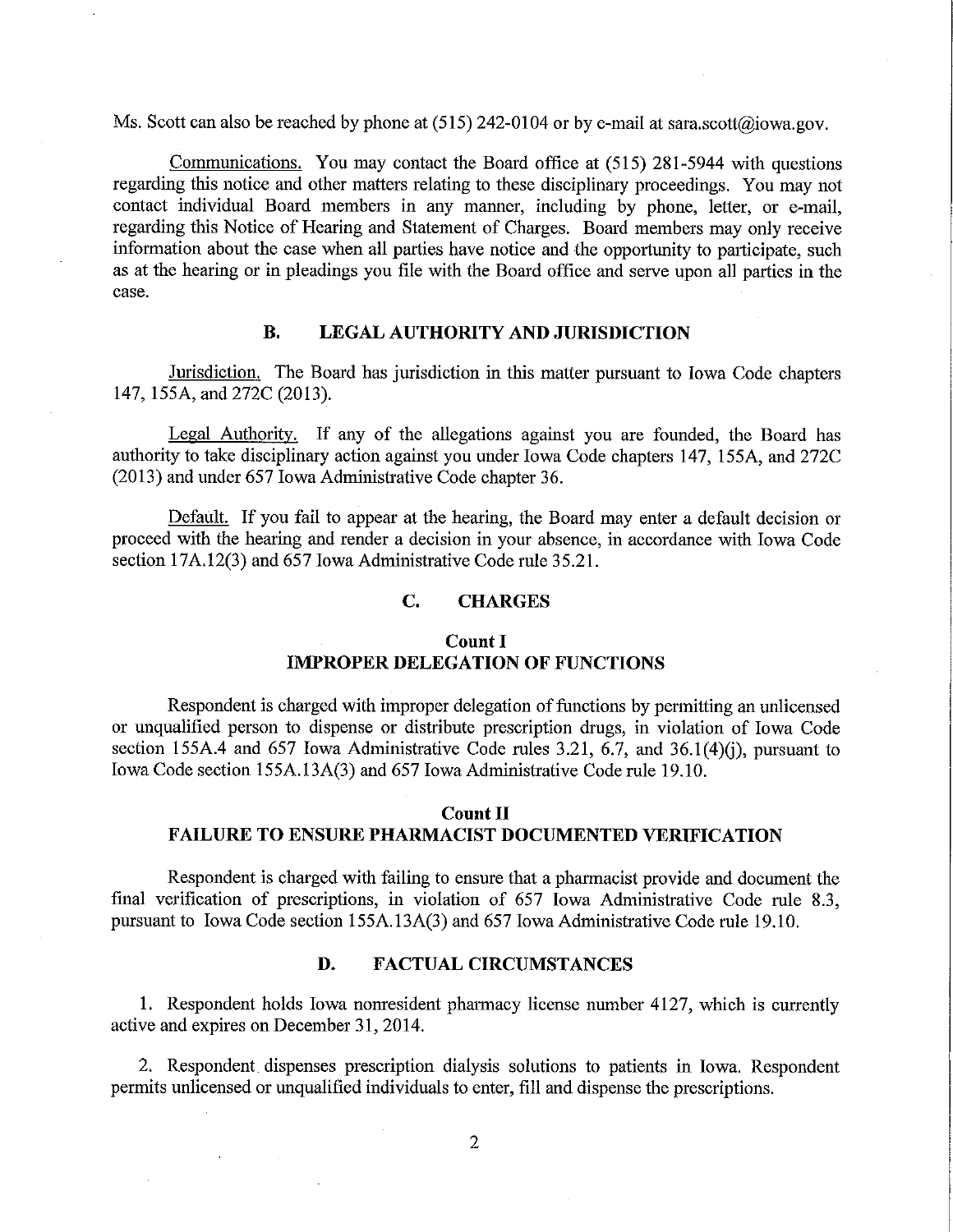Ms. Scott can also be reached by phone at (515) 242-0104 or by e-mail at sara.scott@iowa.gov.

Communications. You may contact the Board office at (515) 281-5944 with questions regarding this notice and other matters relating to these disciplinary proceedings. You may not contact individual Board members in any manner, including by phone, letter, or e-mail, regarding this Notice of Hearing and Statement of Charges. Board members may only receive information about the case when all parties have notice and the opportunity to participate, such as at the hearing or in pleadings you file with the Board office and serve upon all parties in the case.

## B. LEGAL AUTHORITY AND JURISDICTION

Jurisdiction. The Board has jurisdiction in this matter pursuant to Iowa Code chapters 147, 155A, and 272C (2013).

Legal Authority. If any of the allegations against you are founded, the Board has authority to take disciplinary action against you under Iowa Code chapters 147, 155A, and 272C (2013) and under 657 Iowa Administrative Code chapter 36.

Default. If you fail to appear at the hearing, the Board may enter a default decision or proceed with the hearing and render a decision in your absence, in accordance with Iowa Code section 17A.12(3) and 657 Iowa Administrative Code rule 35.21.

## C. CHARGES

### Count I
### IMPROPER DELEGATION OF FUNCTIONS

Respondent is charged with improper delegation of functions by permitting an unlicensed or unqualified person to dispense or distribute prescription drugs, in violation of Iowa Code section 155A.4 and 657 Iowa Administrative Code rules 3.21, 6.7, and 36.1(4)(j), pursuant to Iowa Code section 155A.13A(3) and 657 Iowa Administrative Code rule 19.10.

### Count II
### FAILURE TO ENSURE PHARMACIST DOCUMENTED VERIFICATION

Respondent is charged with failing to ensure that a pharmacist provide and document the final verification of prescriptions, in violation of 657 Iowa Administrative Code rule 8.3, pursuant to Iowa Code section 155A.13A(3) and 657 Iowa Administrative Code rule 19.10.

## D. FACTUAL CIRCUMSTANCES

1. Respondent holds Iowa nonresident pharmacy license number 4127, which is currently active and expires on December 31, 2014.

2. Respondent dispenses prescription dialysis solutions to patients in Iowa. Respondent permits unlicensed or unqualified individuals to enter, fill and dispense the prescriptions.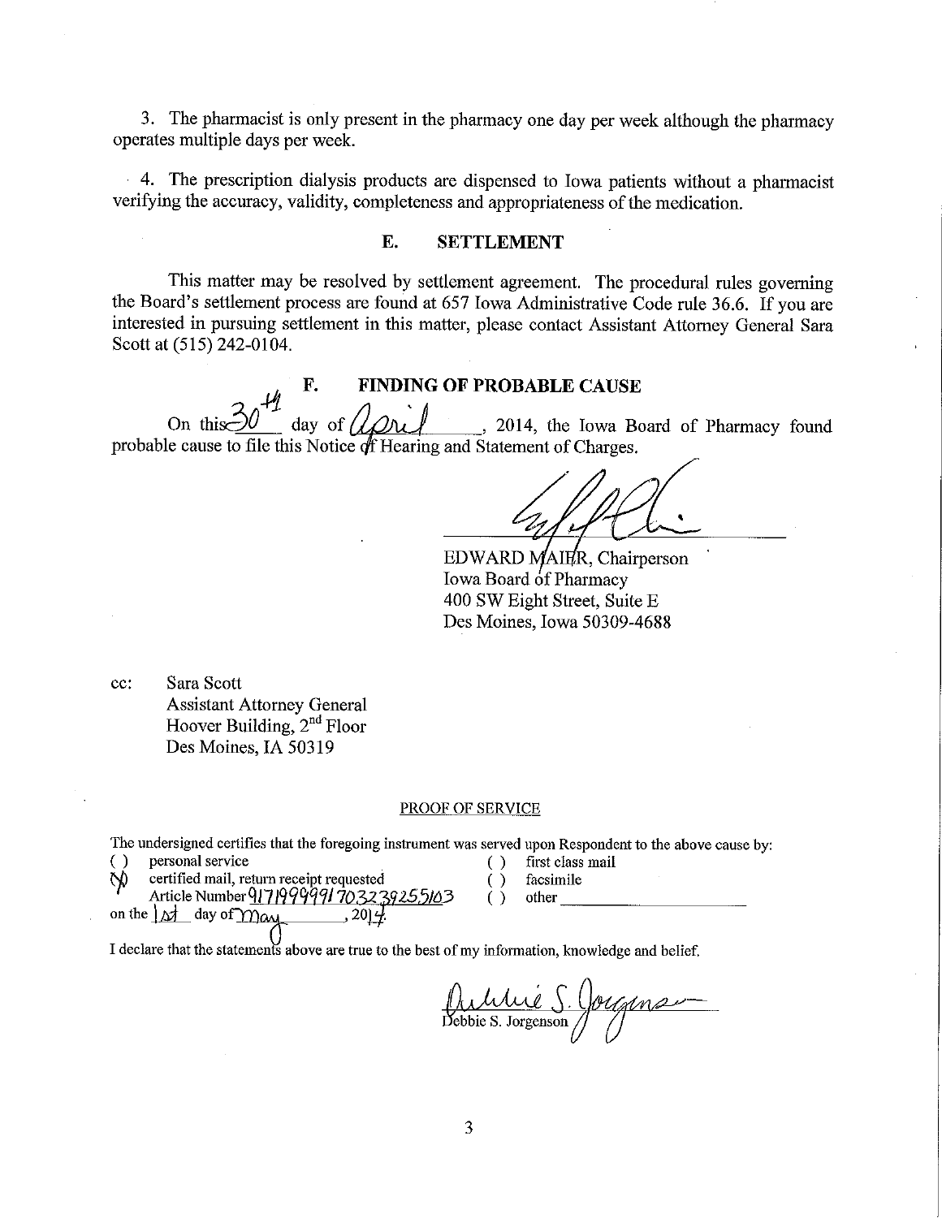3. The pharmacist is only present in the pharmacy one day per week although the pharmacy operates multiple days per week.

4. The prescription dialysis products are dispensed to Iowa patients without a pharmacist verifying the accuracy, validity, completeness and appropriateness of the medication.

## E. SETTLEMENT

This matter may be resolved by settlement agreement. The procedural rules governing the Board's settlement process are found at 657 Iowa Administrative Code rule 36.6. If you are interested in pursuing settlement in this matter, please contact Assistant Attorney General Sara Scott at (515) 242-0104.

## F. FINDING OF PROBABLE CAUSE

On this 30th day of April, 2014, the Iowa Board of Pharmacy found probable cause to file this Notice of Hearing and Statement of Charges.

EDWARD MAIER, Chairperson
Iowa Board of Pharmacy
400 SW Eight Street, Suite E
Des Moines, Iowa 50309-4688

cc: Sara Scott
Assistant Attorney General
Hoover Building, 2nd Floor
Des Moines, IA 50319

PROOF OF SERVICE

The undersigned certifies that the foregoing instrument was served upon Respondent to the above cause by:

( ) personal service
(X) certified mail, return receipt requested
Article Number 9171999991703239255103
( ) first class mail
( ) facsimile
( ) other ____________________

on the 1st day of May, 2014.

I declare that the statements above are true to the best of my information, knowledge and belief.

Debbie S. Jorgenson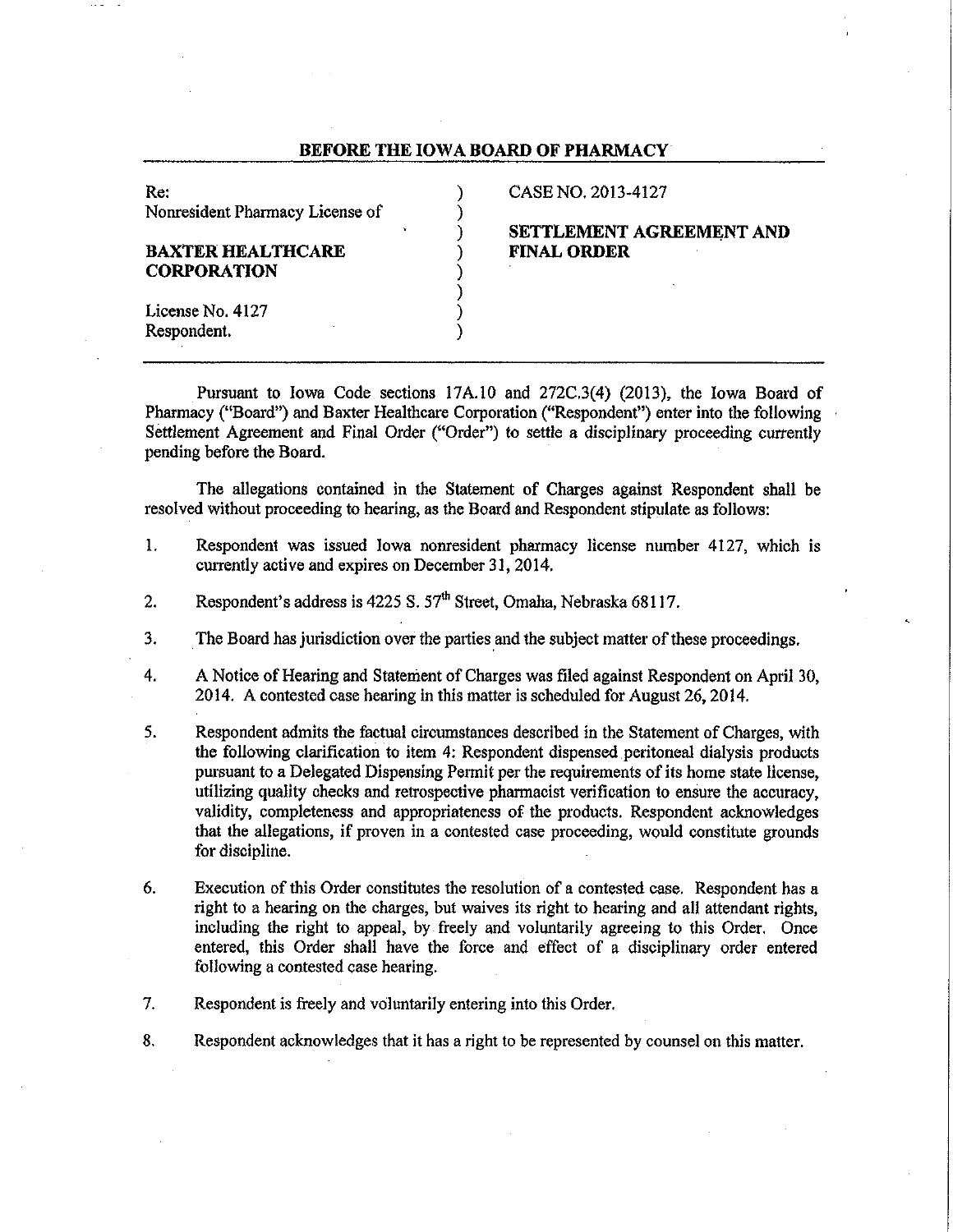**BEFORE THE IOWA BOARD OF PHARMACY**

| | | |
|---|---|---|
| Re: Nonresident Pharmacy License of | ) | CASE NO. 2013-4127 |
| **BAXTER HEALTHCARE CORPORATION** | ) | **SETTLEMENT AGREEMENT AND FINAL ORDER** |
| License No. 4127 Respondent. | ) | |

Pursuant to Iowa Code sections 17A.10 and 272C.3(4) (2013), the Iowa Board of Pharmacy ("Board") and Baxter Healthcare Corporation ("Respondent") enter into the following Settlement Agreement and Final Order ("Order") to settle a disciplinary proceeding currently pending before the Board.

The allegations contained in the Statement of Charges against Respondent shall be resolved without proceeding to hearing, as the Board and Respondent stipulate as follows:

1. Respondent was issued Iowa nonresident pharmacy license number 4127, which is currently active and expires on December 31, 2014.

2. Respondent's address is 4225 S. 57th Street, Omaha, Nebraska 68117.

3. The Board has jurisdiction over the parties and the subject matter of these proceedings.

4. A Notice of Hearing and Statement of Charges was filed against Respondent on April 30, 2014. A contested case hearing in this matter is scheduled for August 26, 2014.

5. Respondent admits the factual circumstances described in the Statement of Charges, with the following clarification to item 4: Respondent dispensed peritoneal dialysis products pursuant to a Delegated Dispensing Permit per the requirements of its home state license, utilizing quality checks and retrospective pharmacist verification to ensure the accuracy, validity, completeness and appropriateness of the products. Respondent acknowledges that the allegations, if proven in a contested case proceeding, would constitute grounds for discipline.

6. Execution of this Order constitutes the resolution of a contested case. Respondent has a right to a hearing on the charges, but waives its right to hearing and all attendant rights, including the right to appeal, by freely and voluntarily agreeing to this Order. Once entered, this Order shall have the force and effect of a disciplinary order entered following a contested case hearing.

7. Respondent is freely and voluntarily entering into this Order.

8. Respondent acknowledges that it has a right to be represented by counsel on this matter.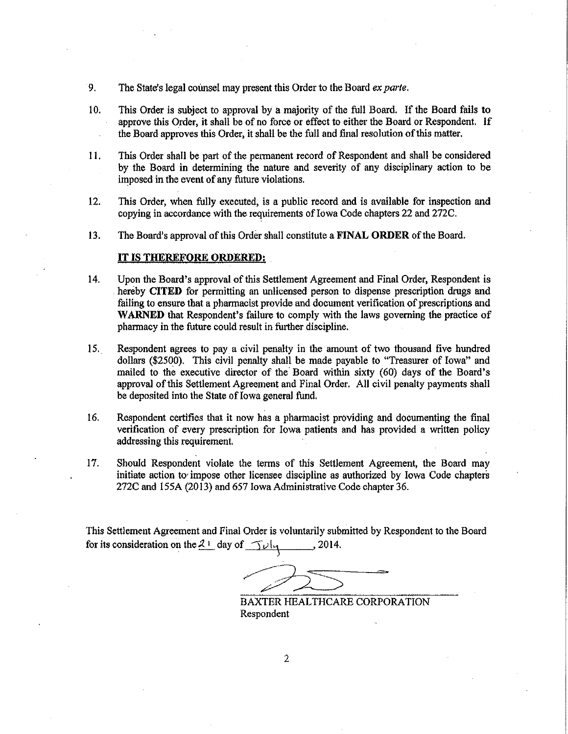9. The State's legal counsel may present this Order to the Board *ex parte*.

10. This Order is subject to approval by a majority of the full Board. If the Board fails to approve this Order, it shall be of no force or effect to either the Board or Respondent. If the Board approves this Order, it shall be the full and final resolution of this matter.

11. This Order shall be part of the permanent record of Respondent and shall be considered by the Board in determining the nature and severity of any disciplinary action to be imposed in the event of any future violations.

12. This Order, when fully executed, is a public record and is available for inspection and copying in accordance with the requirements of Iowa Code chapters 22 and 272C.

13. The Board's approval of this Order shall constitute a **FINAL ORDER** of the Board.

**IT IS THEREFORE ORDERED:**

14. Upon the Board's approval of this Settlement Agreement and Final Order, Respondent is hereby **CITED** for permitting an unlicensed person to dispense prescription drugs and failing to ensure that a pharmacist provide and document verification of prescriptions and **WARNED** that Respondent's failure to comply with the laws governing the practice of pharmacy in the future could result in further discipline.

15. Respondent agrees to pay a civil penalty in the amount of two thousand five hundred dollars ($2500). This civil penalty shall be made payable to "Treasurer of Iowa" and mailed to the executive director of the Board within sixty (60) days of the Board's approval of this Settlement Agreement and Final Order. All civil penalty payments shall be deposited into the State of Iowa general fund.

16. Respondent certifies that it now has a pharmacist providing and documenting the final verification of every prescription for Iowa patients and has provided a written policy addressing this requirement.

17. Should Respondent violate the terms of this Settlement Agreement, the Board may initiate action to impose other licensee discipline as authorized by Iowa Code chapters 272C and 155A (2013) and 657 Iowa Administrative Code chapter 36.

This Settlement Agreement and Final Order is voluntarily submitted by Respondent to the Board for its consideration on the 21 day of July, 2014.

BAXTER HEALTHCARE CORPORATION
Respondent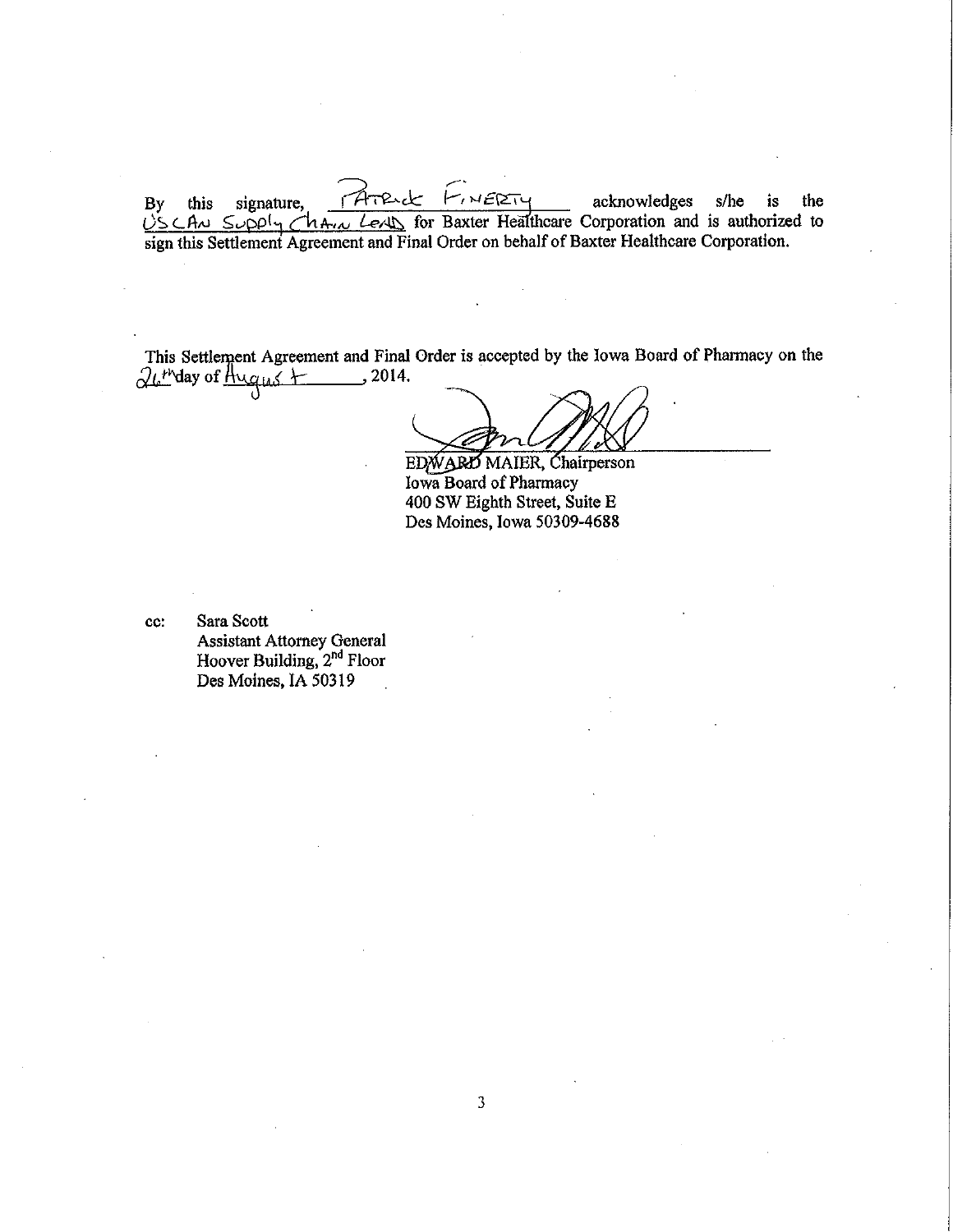By this signature, PATRICK FINERTY acknowledges s/he is the USCAN Supply Chain Lead for Baxter Healthcare Corporation and is authorized to sign this Settlement Agreement and Final Order on behalf of Baxter Healthcare Corporation.

This Settlement Agreement and Final Order is accepted by the Iowa Board of Pharmacy on the 26th day of August, 2014.

EDWARD MAIER, Chairperson
Iowa Board of Pharmacy
400 SW Eighth Street, Suite E
Des Moines, Iowa 50309-4688

cc: Sara Scott
Assistant Attorney General
Hoover Building, 2nd Floor
Des Moines, IA 50319